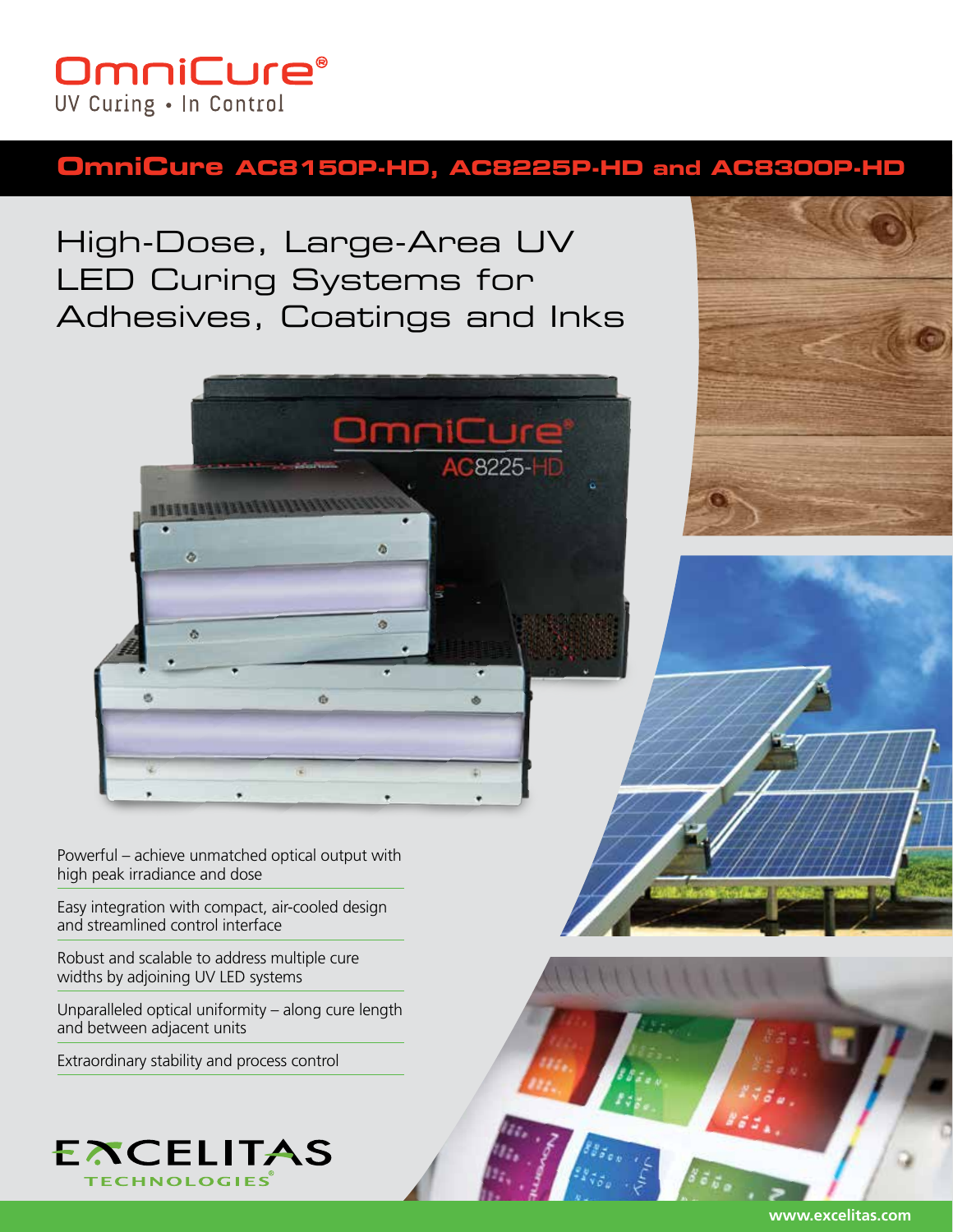OmniCure®

UV Curing • In Control

## OmniCure AC8150P-HD, AC8225P-HD and AC8300P-HD

# High-Dose, Large-Area UV LED Curing Systems for Adhesives, Coatings and Inks

Powerful – achieve unmatched optical output with high peak irradiance and dose

Easy integration with compact, air-cooled design and streamlined control interface

Robust and scalable to address multiple cure widths by adjoining UV LED systems

Unparalleled optical uniformity – along cure length and between adjacent units

Extraordinary stability and process control

EXCELITAS TECHNOLOGIES®

www.excelitas.com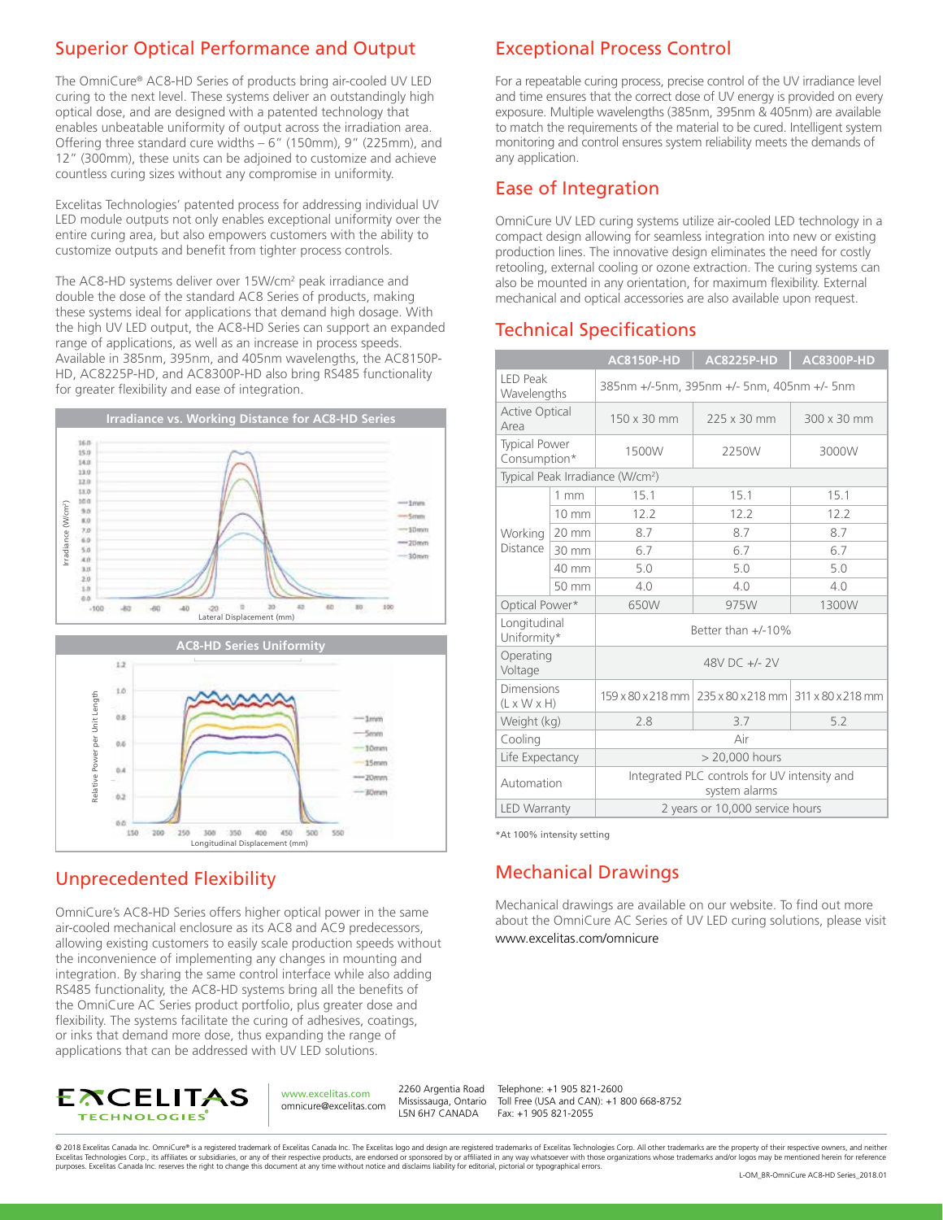## Superior Optical Performance and Output

The OmniCure® AC8-HD Series of products bring air-cooled UV LED curing to the next level. These systems deliver an outstandingly high optical dose, and are designed with a patented technology that enables unbeatable uniformity of output across the irradiation area. Offering three standard cure widths – 6" (150mm), 9" (225mm), and 12" (300mm), these units can be adjoined to customize and achieve countless curing sizes without any compromise in uniformity.

Excelitas Technologies' patented process for addressing individual UV LED module outputs not only enables exceptional uniformity over the entire curing area, but also empowers customers with the ability to customize outputs and benefit from tighter process controls.

The AC8-HD systems deliver over 15W/cm² peak irradiance and double the dose of the standard AC8 Series of products, making these systems ideal for applications that demand high dosage. With the high UV LED output, the AC8-HD Series can support an expanded range of applications, as well as an increase in process speeds. Available in 385nm, 395nm, and 405nm wavelengths, the AC8150P-HD, AC8225P-HD, and AC8300P-HD also bring RS485 functionality for greater flexibility and ease of integration.

**Irradiance vs. Working Distance for AC8-HD Series**

Irradiance (W/cm²)
16.0
15.0
14.0
13.0
12.0
11.0
10.0
9.0
8.0
7.0
6.0
5.0
4.0
3.0
2.0
1.0
0.0

-100 -80 -60 -40 -20 0 20 40 60 80 100
Lateral Displacement (mm)

1mm
5mm
10mm
20mm
30mm

**AC8-HD Series Uniformity**

Relative Power per Unit Length
1.2
1.0
0.8
0.6
0.4
0.2
0.0

150 200 250 300 350 400 450 500 550
Longitudinal Displacement (mm)

1mm
5mm
10mm
15mm
20mm
30mm

## Unprecedented Flexibility

OmniCure's AC8-HD Series offers higher optical power in the same air-cooled mechanical enclosure as its AC8 and AC9 predecessors, allowing existing customers to easily scale production speeds without the inconvenience of implementing any changes in mounting and integration. By sharing the same control interface while also adding RS485 functionality, the AC8-HD systems bring all the benefits of the OmniCure AC Series product portfolio, plus greater dose and flexibility. The systems facilitate the curing of adhesives, coatings, or inks that demand more dose, thus expanding the range of applications that can be addressed with UV LED solutions.

## Exceptional Process Control

For a repeatable curing process, precise control of the UV irradiance level and time ensures that the correct dose of UV energy is provided on every exposure. Multiple wavelengths (385nm, 395nm & 405nm) are available to match the requirements of the material to be cured. Intelligent system monitoring and control ensures system reliability meets the demands of any application.

## Ease of Integration

OmniCure UV LED curing systems utilize air-cooled LED technology in a compact design allowing for seamless integration into new or existing production lines. The innovative design eliminates the need for costly retooling, external cooling or ozone extraction. The curing systems can also be mounted in any orientation, for maximum flexibility. External mechanical and optical accessories are also available upon request.

## Technical Specifications

| | | AC8150P-HD | AC8225P-HD | AC8300P-HD |
|---|---|---|---|---|
| LED Peak Wavelengths | | 385nm +/-5nm, 395nm +/- 5nm, 405nm +/- 5nm | | |
| Active Optical Area | | 150 x 30 mm | 225 x 30 mm | 300 x 30 mm |
| Typical Power Consumption* | | 1500W | 2250W | 3000W |
| Typical Peak Irradiance (W/cm²) | | | | |
| Working Distance | 1 mm | 15.1 | 15.1 | 15.1 |
| | 10 mm | 12.2 | 12.2 | 12.2 |
| | 20 mm | 8.7 | 8.7 | 8.7 |
| | 30 mm | 6.7 | 6.7 | 6.7 |
| | 40 mm | 5.0 | 5.0 | 5.0 |
| | 50 mm | 4.0 | 4.0 | 4.0 |
| Optical Power* | | 650W | 975W | 1300W |
| Longitudinal Uniformity* | | Better than +/-10% | | |
| Operating Voltage | | 48V DC +/- 2V | | |
| Dimensions (L x W x H) | | 159 x 80 x 218 mm | 235 x 80 x 218 mm | 311 x 80 x 218 mm |
| Weight (kg) | | 2.8 | 3.7 | 5.2 |
| Cooling | | Air | | |
| Life Expectancy | | > 20,000 hours | | |
| Automation | | Integrated PLC controls for UV intensity and system alarms | | |
| LED Warranty | | 2 years or 10,000 service hours | | |

*At 100% intensity setting

## Mechanical Drawings

Mechanical drawings are available on our website. To find out more about the OmniCure AC Series of UV LED curing solutions, please visit www.excelitas.com/omnicure

EXCELITAS TECHNOLOGIES

www.excelitas.com
omnicure@excelitas.com

2260 Argentia Road
Mississauga, Ontario
L5N 6H7 CANADA

Telephone: +1 905 821-2600
Toll Free (USA and CAN): +1 800 668-8752
Fax: +1 905 821-2055

© 2018 Excelitas Canada Inc. OmniCure® is a registered trademark of Excelitas Canada Inc. The Excelitas logo and design are registered trademarks of Excelitas Technologies Corp. All other trademarks are the property of their respective owners, and neither Excelitas Technologies Corp., its affiliates or subsidiaries, or any of their respective products, are endorsed or sponsored by or affiliated in any way whatsoever with those organizations whose trademarks and/or logos may be mentioned herein for reference purposes. Excelitas Canada Inc. reserves the right to change this document at any time without notice and disclaims liability for editorial, pictorial or typographical errors.

L-OM_BR-OmniCure AC8-HD Series_2018.01